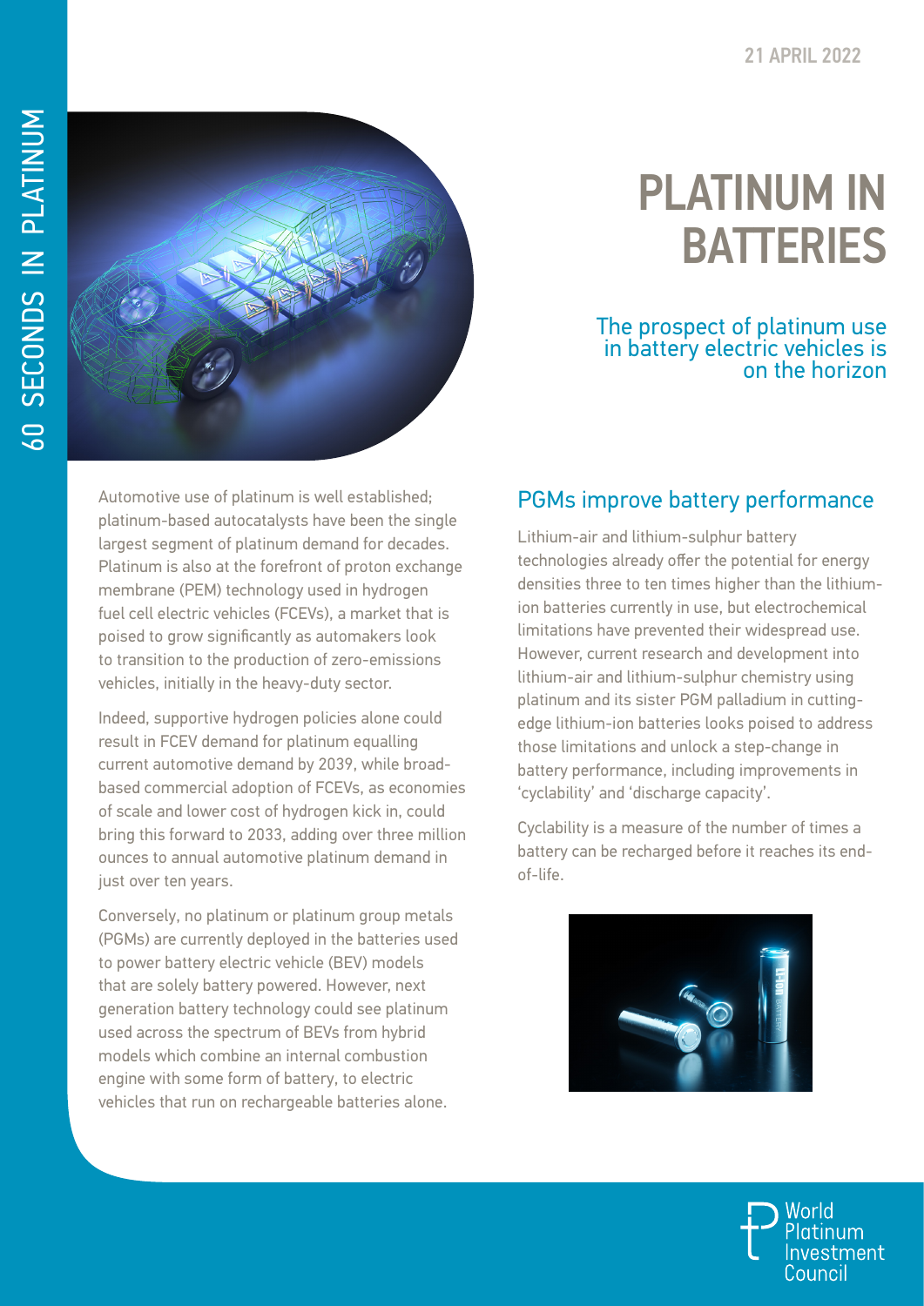21 APRIL 2022

# PLATINUM IN BATTERIES

## The prospect of platinum use in battery electric vehicles is on the horizon

Automotive use of platinum is well established; platinum-based autocatalysts have been the single largest segment of platinum demand for decades. Platinum is also at the forefront of proton exchange membrane (PEM) technology used in hydrogen fuel cell electric vehicles (FCEVs), a market that is poised to grow significantly as automakers look to transition to the production of zero-emissions vehicles, initially in the heavy-duty sector.

Indeed, supportive hydrogen policies alone could result in FCEV demand for platinum equalling current automotive demand by 2039, while broad-based commercial adoption of FCEVs, as economies of scale and lower cost of hydrogen kick in, could bring this forward to 2033, adding over three million ounces to annual automotive platinum demand in just over ten years.

Conversely, no platinum or platinum group metals (PGMs) are currently deployed in the batteries used to power battery electric vehicle (BEV) models that are solely battery powered. However, next generation battery technology could see platinum used across the spectrum of BEVs from hybrid models which combine an internal combustion engine with some form of battery, to electric vehicles that run on rechargeable batteries alone.

## PGMs improve battery performance

Lithium-air and lithium-sulphur battery technologies already offer the potential for energy densities three to ten times higher than the lithium-ion batteries currently in use, but electrochemical limitations have prevented their widespread use. However, current research and development into lithium-air and lithium-sulphur chemistry using platinum and its sister PGM palladium in cutting-edge lithium-ion batteries looks poised to address those limitations and unlock a step-change in battery performance, including improvements in 'cyclability' and 'discharge capacity'.

Cyclability is a measure of the number of times a battery can be recharged before it reaches its end-of-life.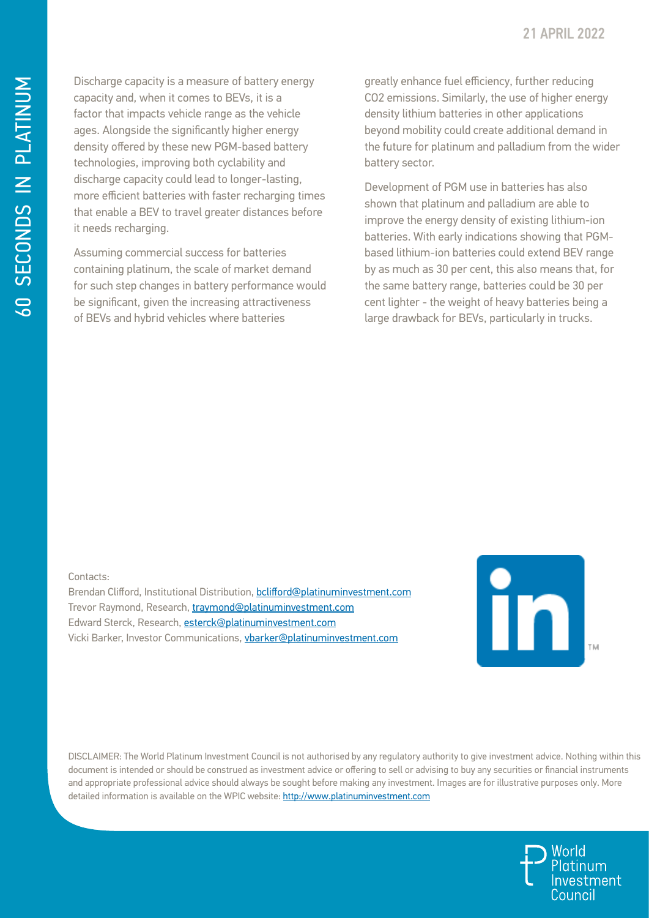Discharge capacity is a measure of battery energy capacity and, when it comes to BEVs, it is a factor that impacts vehicle range as the vehicle ages. Alongside the significantly higher energy density offered by these new PGM-based battery technologies, improving both cyclability and discharge capacity could lead to longer-lasting, more efficient batteries with faster recharging times that enable a BEV to travel greater distances before it needs recharging.

Assuming commercial success for batteries containing platinum, the scale of market demand for such step changes in battery performance would be significant, given the increasing attractiveness of BEVs and hybrid vehicles where batteries greatly enhance fuel efficiency, further reducing $CO_2$ emissions. Similarly, the use of higher energy density lithium batteries in other applications beyond mobility could create additional demand in the future for platinum and palladium from the wider battery sector.

Development of PGM use in batteries has also shown that platinum and palladium are able to improve the energy density of existing lithium-ion batteries. With early indications showing that PGM-based lithium-ion batteries could extend BEV range by as much as 30 per cent, this also means that, for the same battery range, batteries could be 30 per cent lighter - the weight of heavy batteries being a large drawback for BEVs, particularly in trucks.

Contacts:
Brendan Clifford, Institutional Distribution, bclifford@platinuminvestment.com
Trevor Raymond, Research, traymond@platinuminvestment.com
Edward Sterck, Research, esterck@platinuminvestment.com
Vicki Barker, Investor Communications, vbarker@platinuminvestment.com

DISCLAIMER: The World Platinum Investment Council is not authorised by any regulatory authority to give investment advice. Nothing within this document is intended or should be construed as investment advice or offering to sell or advising to buy any securities or financial instruments and appropriate professional advice should always be sought before making any investment. Images are for illustrative purposes only. More detailed information is available on the WPIC website: http://www.platinuminvestment.com